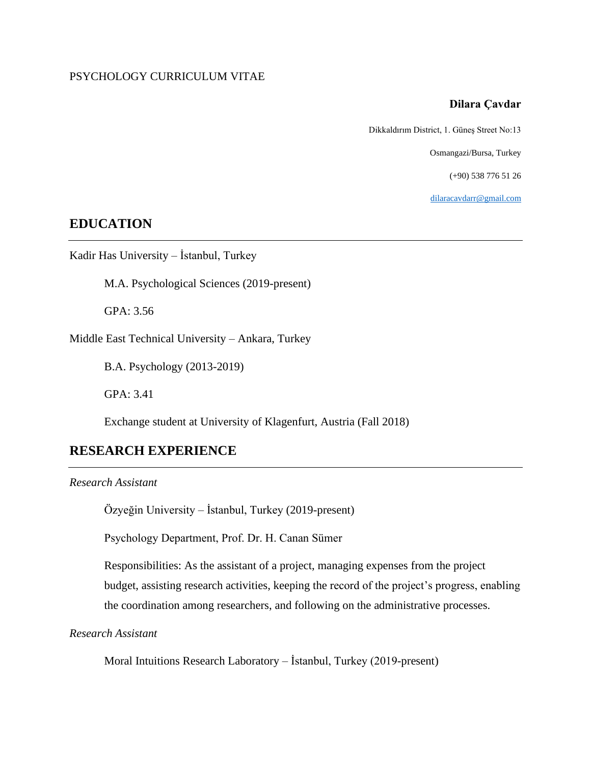PSYCHOLOGY CURRICULUM VITAE

**Dilara Çavdar**

Dikkaldırım District, 1. Güneş Street No:13

Osmangazi/Bursa, Turkey

(+90) 538 776 51 26

dilaracavdarr@gmail.com

## EDUCATION

Kadir Has University – İstanbul, Turkey

M.A. Psychological Sciences (2019-present)

GPA: 3.56

Middle East Technical University – Ankara, Turkey

B.A. Psychology (2013-2019)

GPA: 3.41

Exchange student at University of Klagenfurt, Austria (Fall 2018)

## RESEARCH EXPERIENCE

*Research Assistant*

Özyeğin University – İstanbul, Turkey (2019-present)

Psychology Department, Prof. Dr. H. Canan Sümer

Responsibilities: As the assistant of a project, managing expenses from the project budget, assisting research activities, keeping the record of the project's progress, enabling the coordination among researchers, and following on the administrative processes.

*Research Assistant*

Moral Intuitions Research Laboratory – İstanbul, Turkey (2019-present)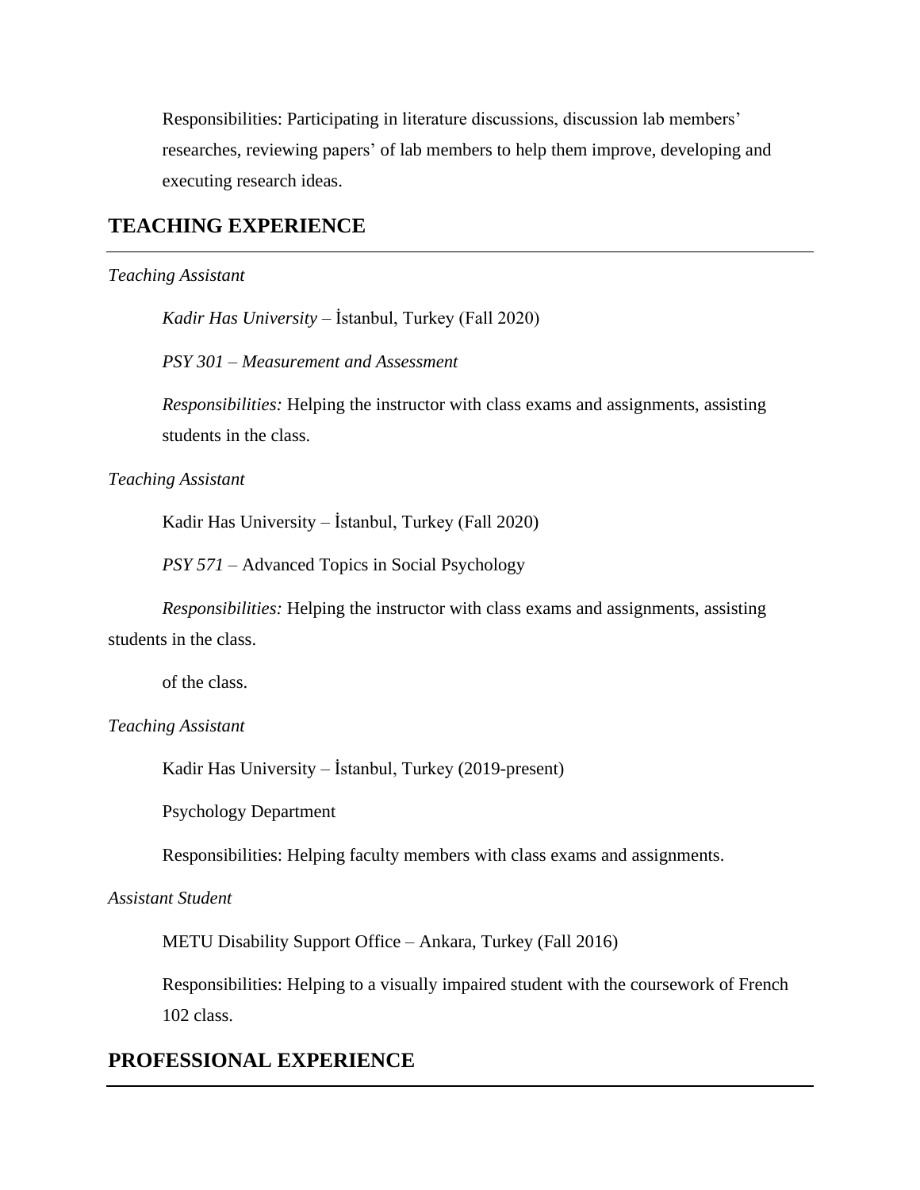Responsibilities: Participating in literature discussions, discussion lab members' researches, reviewing papers' of lab members to help them improve, developing and executing research ideas.

## TEACHING EXPERIENCE

*Teaching Assistant*

*Kadir Has University* – İstanbul, Turkey (Fall 2020)

*PSY 301 – Measurement and Assessment*

*Responsibilities:* Helping the instructor with class exams and assignments, assisting students in the class.

*Teaching Assistant*

Kadir Has University – İstanbul, Turkey (Fall 2020)

*PSY 571* – Advanced Topics in Social Psychology

*Responsibilities:* Helping the instructor with class exams and assignments, assisting students in the class.

of the class.

*Teaching Assistant*

Kadir Has University – İstanbul, Turkey (2019-present)

Psychology Department

Responsibilities: Helping faculty members with class exams and assignments.

*Assistant Student*

METU Disability Support Office – Ankara, Turkey (Fall 2016)

Responsibilities: Helping to a visually impaired student with the coursework of French 102 class.

## PROFESSIONAL EXPERIENCE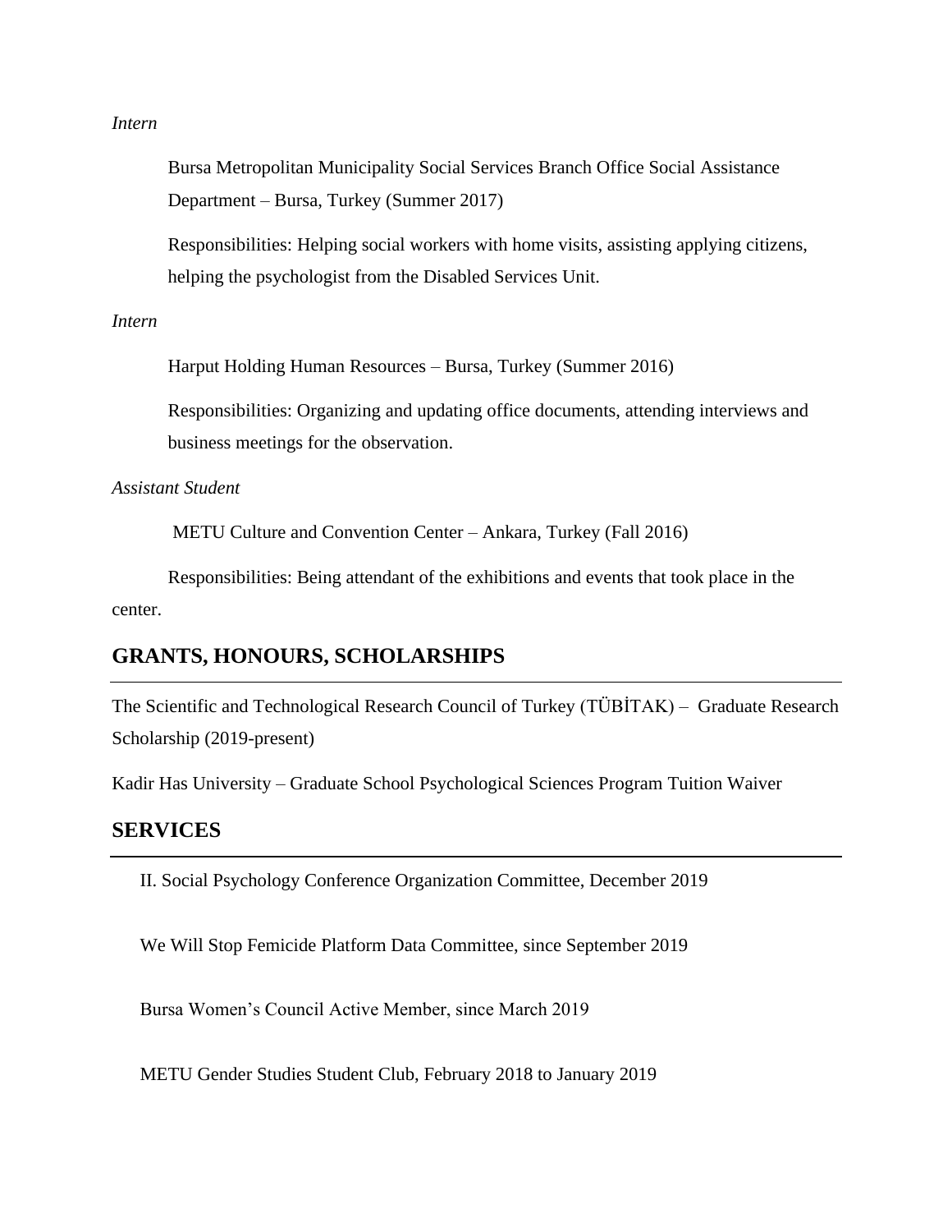*Intern*

Bursa Metropolitan Municipality Social Services Branch Office Social Assistance Department – Bursa, Turkey (Summer 2017)

Responsibilities: Helping social workers with home visits, assisting applying citizens, helping the psychologist from the Disabled Services Unit.

*Intern*

Harput Holding Human Resources – Bursa, Turkey (Summer 2016)

Responsibilities: Organizing and updating office documents, attending interviews and business meetings for the observation.

*Assistant Student*

METU Culture and Convention Center – Ankara, Turkey (Fall 2016)

Responsibilities: Being attendant of the exhibitions and events that took place in the center.

## GRANTS, HONOURS, SCHOLARSHIPS

The Scientific and Technological Research Council of Turkey (TÜBİTAK) – Graduate Research Scholarship (2019-present)

Kadir Has University – Graduate School Psychological Sciences Program Tuition Waiver

## SERVICES

II. Social Psychology Conference Organization Committee, December 2019

We Will Stop Femicide Platform Data Committee, since September 2019

Bursa Women's Council Active Member, since March 2019

METU Gender Studies Student Club, February 2018 to January 2019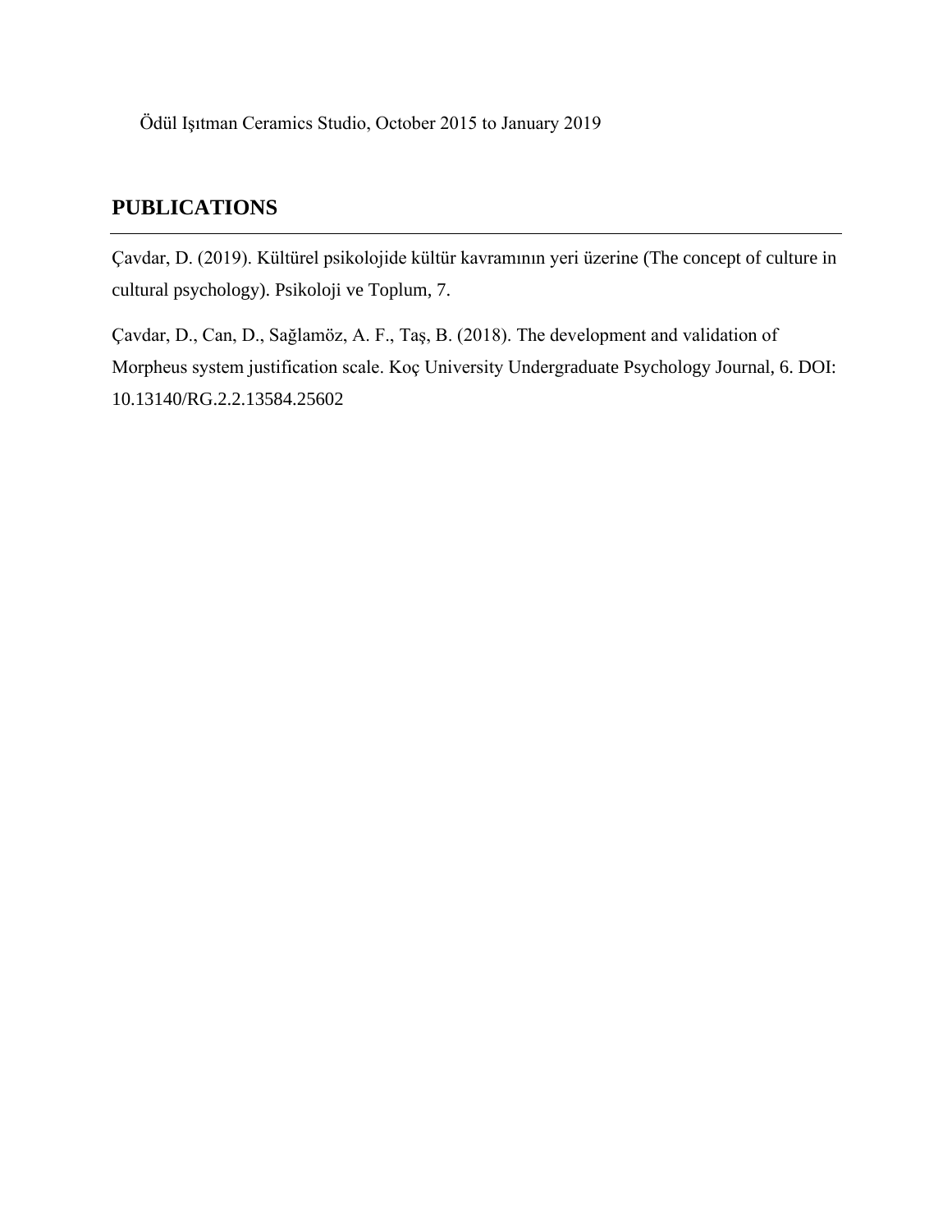Ödül Işıtman Ceramics Studio, October 2015 to January 2019

## PUBLICATIONS

Çavdar, D. (2019). Kültürel psikolojide kültür kavramının yeri üzerine (The concept of culture in cultural psychology). Psikoloji ve Toplum, 7.

Çavdar, D., Can, D., Sağlamöz, A. F., Taş, B. (2018). The development and validation of Morpheus system justification scale. Koç University Undergraduate Psychology Journal, 6. DOI: 10.13140/RG.2.2.13584.25602